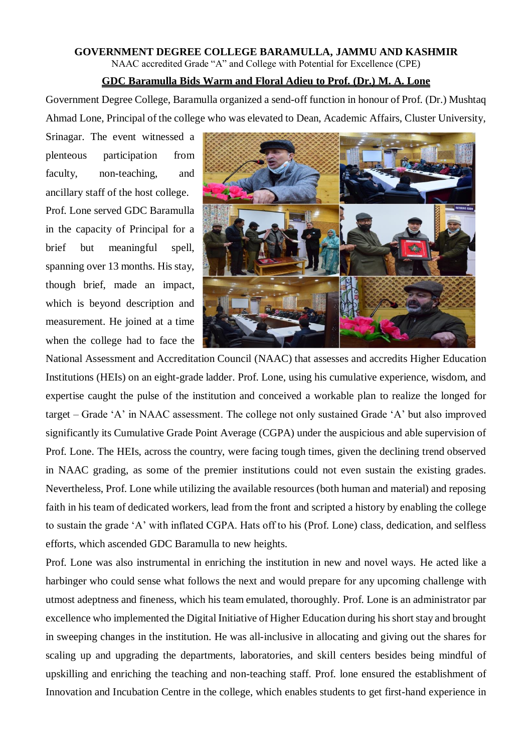**GOVERNMENT DEGREE COLLEGE BARAMULLA, JAMMU AND KASHMIR**

NAAC accredited Grade "A" and College with Potential for Excellence (CPE)

# GDC Baramulla Bids Warm and Floral Adieu to Prof. (Dr.) M. A. Lone

Government Degree College, Baramulla organized a send-off function in honour of Prof. (Dr.) Mushtaq Ahmad Lone, Principal of the college who was elevated to Dean, Academic Affairs, Cluster University, Srinagar. The event witnessed a plenteous participation from faculty, non-teaching, and ancillary staff of the host college. Prof. Lone served GDC Baramulla in the capacity of Principal for a brief but meaningful spell, spanning over 13 months. His stay, though brief, made an impact, which is beyond description and measurement. He joined at a time when the college had to face the National Assessment and Accreditation Council (NAAC) that assesses and accredits Higher Education Institutions (HEIs) on an eight-grade ladder. Prof. Lone, using his cumulative experience, wisdom, and expertise caught the pulse of the institution and conceived a workable plan to realize the longed for target – Grade 'A' in NAAC assessment. The college not only sustained Grade 'A' but also improved significantly its Cumulative Grade Point Average (CGPA) under the auspicious and able supervision of Prof. Lone. The HEIs, across the country, were facing tough times, given the declining trend observed in NAAC grading, as some of the premier institutions could not even sustain the existing grades. Nevertheless, Prof. Lone while utilizing the available resources (both human and material) and reposing faith in his team of dedicated workers, lead from the front and scripted a history by enabling the college to sustain the grade 'A' with inflated CGPA. Hats off to his (Prof. Lone) class, dedication, and selfless efforts, which ascended GDC Baramulla to new heights.

Prof. Lone was also instrumental in enriching the institution in new and novel ways. He acted like a harbinger who could sense what follows the next and would prepare for any upcoming challenge with utmost adeptness and fineness, which his team emulated, thoroughly. Prof. Lone is an administrator par excellence who implemented the Digital Initiative of Higher Education during his short stay and brought in sweeping changes in the institution. He was all-inclusive in allocating and giving out the shares for scaling up and upgrading the departments, laboratories, and skill centers besides being mindful of upskilling and enriching the teaching and non-teaching staff. Prof. lone ensured the establishment of Innovation and Incubation Centre in the college, which enables students to get first-hand experience in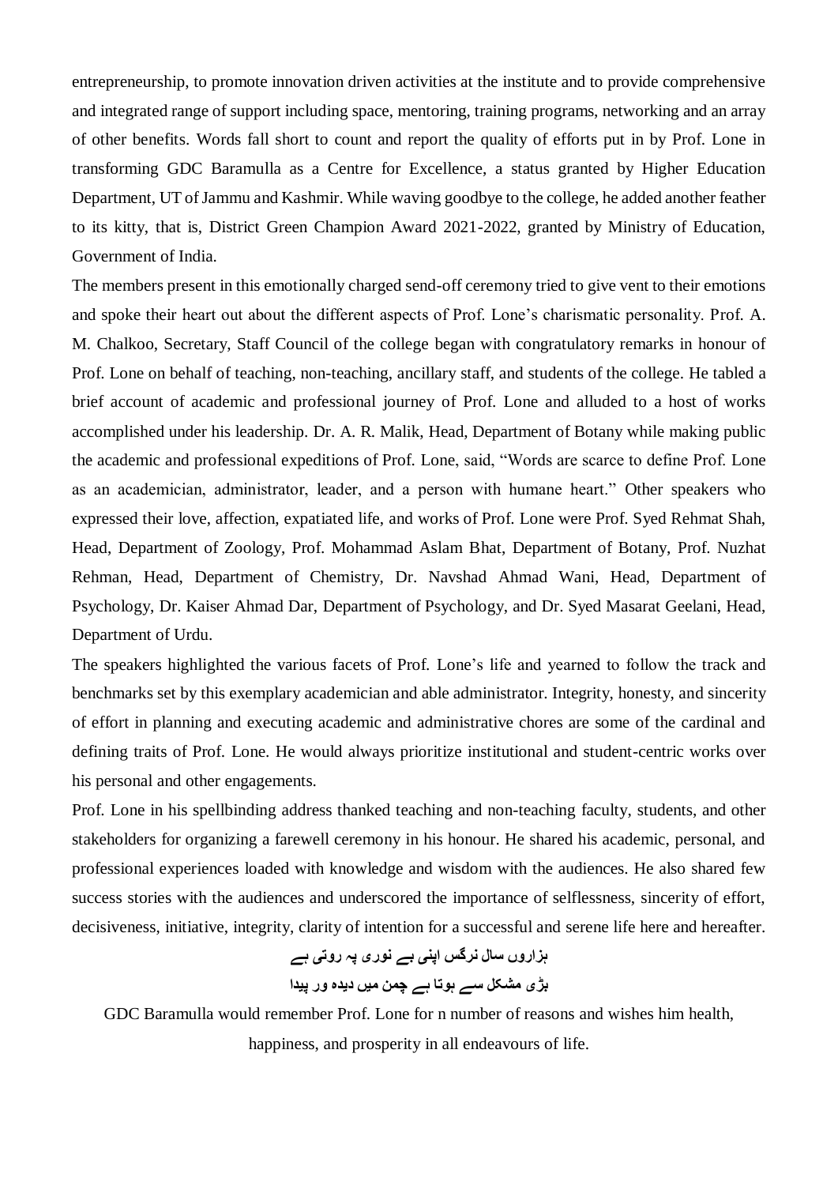entrepreneurship, to promote innovation driven activities at the institute and to provide comprehensive and integrated range of support including space, mentoring, training programs, networking and an array of other benefits. Words fall short to count and report the quality of efforts put in by Prof. Lone in transforming GDC Baramulla as a Centre for Excellence, a status granted by Higher Education Department, UT of Jammu and Kashmir. While waving goodbye to the college, he added another feather to its kitty, that is, District Green Champion Award 2021-2022, granted by Ministry of Education, Government of India.

The members present in this emotionally charged send-off ceremony tried to give vent to their emotions and spoke their heart out about the different aspects of Prof. Lone's charismatic personality. Prof. A. M. Chalkoo, Secretary, Staff Council of the college began with congratulatory remarks in honour of Prof. Lone on behalf of teaching, non-teaching, ancillary staff, and students of the college. He tabled a brief account of academic and professional journey of Prof. Lone and alluded to a host of works accomplished under his leadership. Dr. A. R. Malik, Head, Department of Botany while making public the academic and professional expeditions of Prof. Lone, said, "Words are scarce to define Prof. Lone as an academician, administrator, leader, and a person with humane heart." Other speakers who expressed their love, affection, expatiated life, and works of Prof. Lone were Prof. Syed Rehmat Shah, Head, Department of Zoology, Prof. Mohammad Aslam Bhat, Department of Botany, Prof. Nuzhat Rehman, Head, Department of Chemistry, Dr. Navshad Ahmad Wani, Head, Department of Psychology, Dr. Kaiser Ahmad Dar, Department of Psychology, and Dr. Syed Masarat Geelani, Head, Department of Urdu.

The speakers highlighted the various facets of Prof. Lone's life and yearned to follow the track and benchmarks set by this exemplary academician and able administrator. Integrity, honesty, and sincerity of effort in planning and executing academic and administrative chores are some of the cardinal and defining traits of Prof. Lone. He would always prioritize institutional and student-centric works over his personal and other engagements.

Prof. Lone in his spellbinding address thanked teaching and non-teaching faculty, students, and other stakeholders for organizing a farewell ceremony in his honour. He shared his academic, personal, and professional experiences loaded with knowledge and wisdom with the audiences. He also shared few success stories with the audiences and underscored the importance of selflessness, sincerity of effort, decisiveness, initiative, integrity, clarity of intention for a successful and serene life here and hereafter.

ہزاروں سال نرگس اپنی بے نوری پہ روتی ہے
بڑی مشکل سے ہوتا ہے چمن میں دیدہ ور پیدا

GDC Baramulla would remember Prof. Lone for n number of reasons and wishes him health, happiness, and prosperity in all endeavours of life.